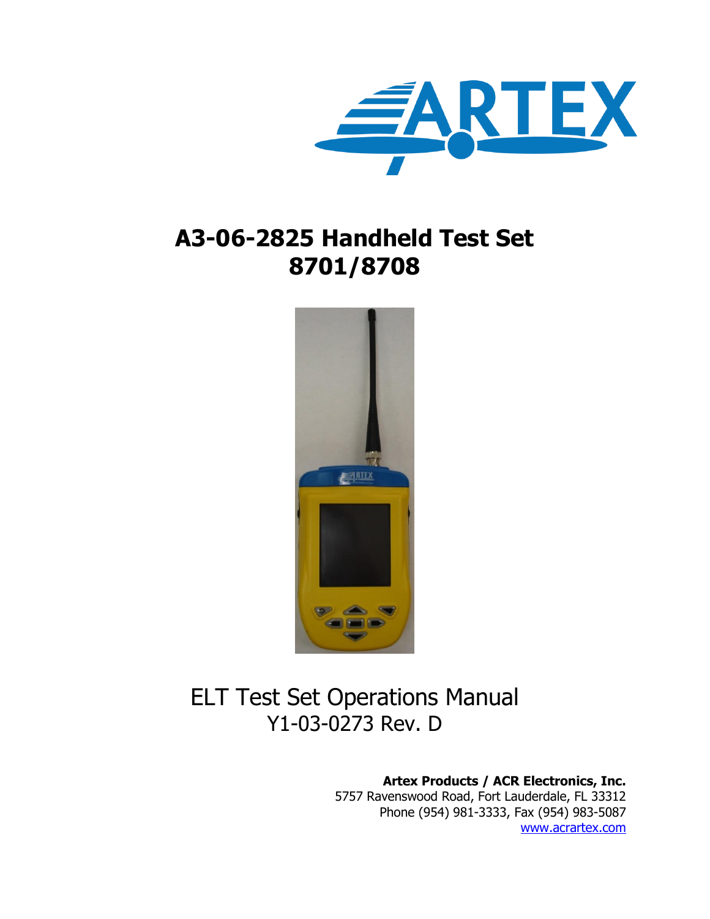# A3-06-2825 Handheld Test Set 8701/8708

ELT Test Set Operations Manual
Y1-03-0273 Rev. D

**Artex Products / ACR Electronics, Inc.**
5757 Ravenswood Road, Fort Lauderdale, FL 33312
Phone (954) 981-3333, Fax (954) 983-5087
www.acrartex.com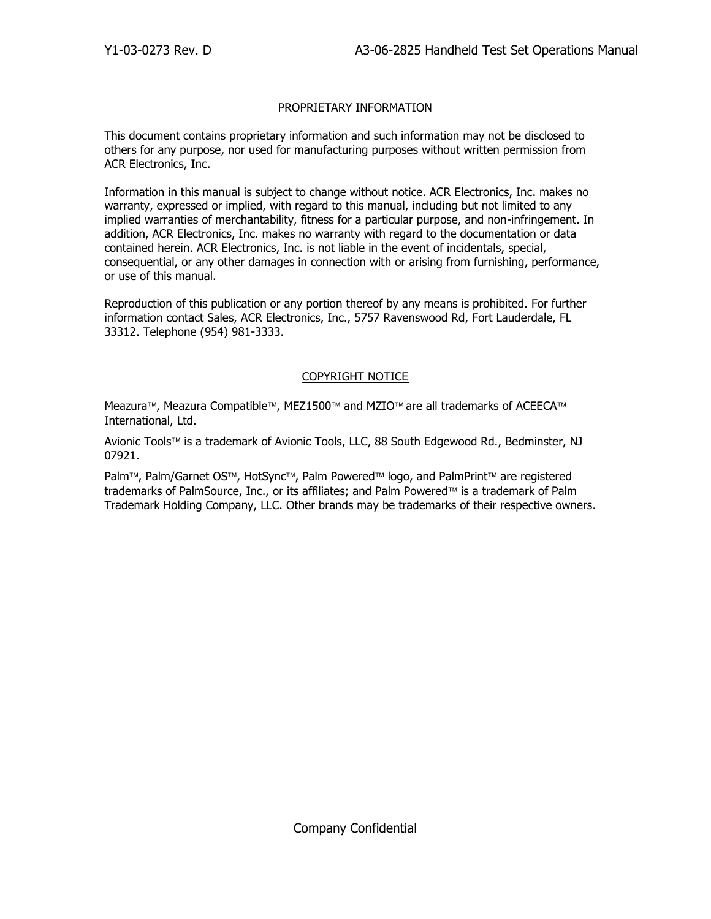## PROPRIETARY INFORMATION

This document contains proprietary information and such information may not be disclosed to others for any purpose, nor used for manufacturing purposes without written permission from ACR Electronics, Inc.

Information in this manual is subject to change without notice. ACR Electronics, Inc. makes no warranty, expressed or implied, with regard to this manual, including but not limited to any implied warranties of merchantability, fitness for a particular purpose, and non-infringement. In addition, ACR Electronics, Inc. makes no warranty with regard to the documentation or data contained herein. ACR Electronics, Inc. is not liable in the event of incidentals, special, consequential, or any other damages in connection with or arising from furnishing, performance, or use of this manual.

Reproduction of this publication or any portion thereof by any means is prohibited. For further information contact Sales, ACR Electronics, Inc., 5757 Ravenswood Rd, Fort Lauderdale, FL 33312. Telephone (954) 981-3333.

## COPYRIGHT NOTICE

Meazura™, Meazura Compatible™, MEZ1500™ and MZIO™ are all trademarks of ACEECA™ International, Ltd.

Avionic Tools™ is a trademark of Avionic Tools, LLC, 88 South Edgewood Rd., Bedminster, NJ 07921.

Palm™, Palm/Garnet OS™, HotSync™, Palm Powered™ logo, and PalmPrint™ are registered trademarks of PalmSource, Inc., or its affiliates; and Palm Powered™ is a trademark of Palm Trademark Holding Company, LLC. Other brands may be trademarks of their respective owners.

Company Confidential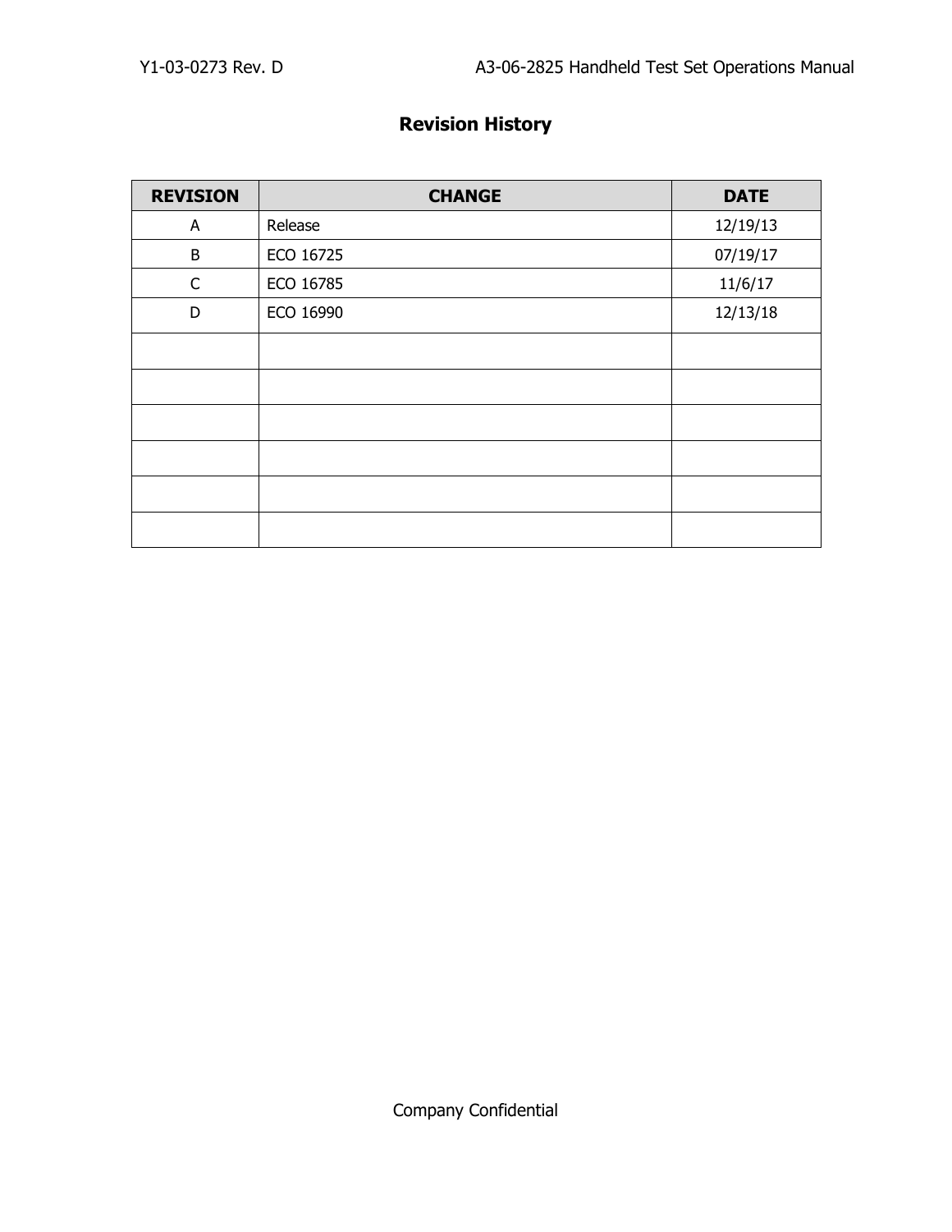# Revision History

| REVISION | CHANGE | DATE |
|---|---|---|
| A | Release | 12/19/13 |
| B | ECO 16725 | 07/19/17 |
| C | ECO 16785 | 11/6/17 |
| D | ECO 16990 | 12/13/18 |
| | | |
| | | |
| | | |
| | | |
| | | |
| | | |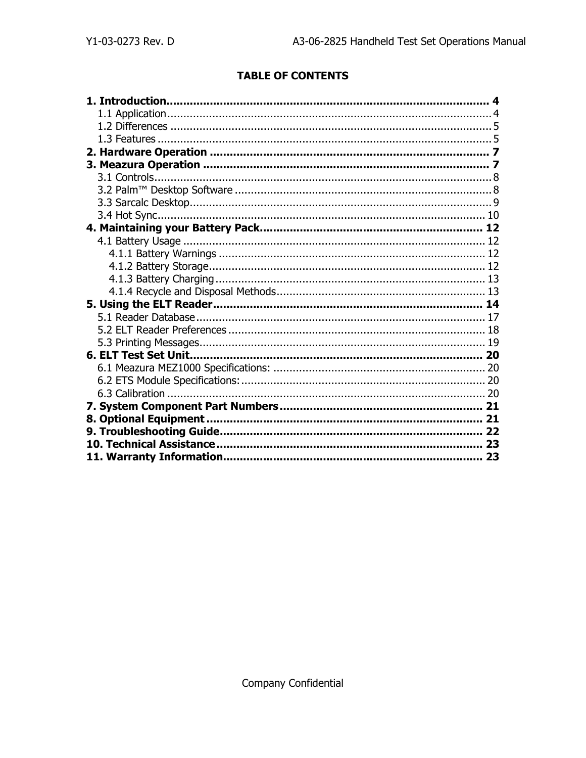**TABLE OF CONTENTS**

**1. Introduction** ........................................................................................ **4**
- 1.1 Application ........................................................................................ 4
- 1.2 Differences ........................................................................................ 5
- 1.3 Features ........................................................................................ 5

**2. Hardware Operation** ........................................................................................ **7**

**3. Meazura Operation** ........................................................................................ **7**
- 3.1 Controls ........................................................................................ 8
- 3.2 Palm™ Desktop Software ........................................................................................ 8
- 3.3 Sarcalc Desktop ........................................................................................ 9
- 3.4 Hot Sync ........................................................................................ 10

**4. Maintaining your Battery Pack** ........................................................................................ **12**
- 4.1 Battery Usage ........................................................................................ 12
  - 4.1.1 Battery Warnings ........................................................................................ 12
  - 4.1.2 Battery Storage ........................................................................................ 12
  - 4.1.3 Battery Charging ........................................................................................ 13
  - 4.1.4 Recycle and Disposal Methods ........................................................................................ 13

**5. Using the ELT Reader** ........................................................................................ **14**
- 5.1 Reader Database ........................................................................................ 17
- 5.2 ELT Reader Preferences ........................................................................................ 18
- 5.3 Printing Messages ........................................................................................ 19

**6. ELT Test Set Unit** ........................................................................................ **20**
- 6.1 Meazura MEZ1000 Specifications: ........................................................................................ 20
- 6.2 ETS Module Specifications: ........................................................................................ 20
- 6.3 Calibration ........................................................................................ 20

**7. System Component Part Numbers** ........................................................................................ **21**

**8. Optional Equipment** ........................................................................................ **21**

**9. Troubleshooting Guide** ........................................................................................ **22**

**10. Technical Assistance** ........................................................................................ **23**

**11. Warranty Information** ........................................................................................ **23**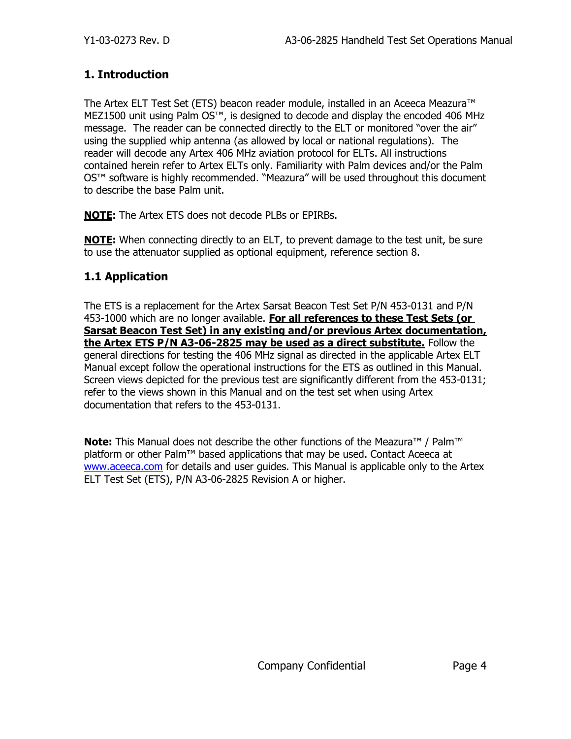# 1. Introduction

The Artex ELT Test Set (ETS) beacon reader module, installed in an Aceeca Meazura™ MEZ1500 unit using Palm OS™, is designed to decode and display the encoded 406 MHz message. The reader can be connected directly to the ELT or monitored "over the air" using the supplied whip antenna (as allowed by local or national regulations). The reader will decode any Artex 406 MHz aviation protocol for ELTs. All instructions contained herein refer to Artex ELTs only. Familiarity with Palm devices and/or the Palm OS™ software is highly recommended. "Meazura" will be used throughout this document to describe the base Palm unit.

**NOTE:** The Artex ETS does not decode PLBs or EPIRBs.

**NOTE:** When connecting directly to an ELT, to prevent damage to the test unit, be sure to use the attenuator supplied as optional equipment, reference section 8.

## 1.1 Application

The ETS is a replacement for the Artex Sarsat Beacon Test Set P/N 453-0131 and P/N 453-1000 which are no longer available. **For all references to these Test Sets (or Sarsat Beacon Test Set) in any existing and/or previous Artex documentation, the Artex ETS P/N A3-06-2825 may be used as a direct substitute.** Follow the general directions for testing the 406 MHz signal as directed in the applicable Artex ELT Manual except follow the operational instructions for the ETS as outlined in this Manual. Screen views depicted for the previous test are significantly different from the 453-0131; refer to the views shown in this Manual and on the test set when using Artex documentation that refers to the 453-0131.

**Note:** This Manual does not describe the other functions of the Meazura™ / Palm™ platform or other Palm™ based applications that may be used. Contact Aceeca at www.aceeca.com for details and user guides. This Manual is applicable only to the Artex ELT Test Set (ETS), P/N A3-06-2825 Revision A or higher.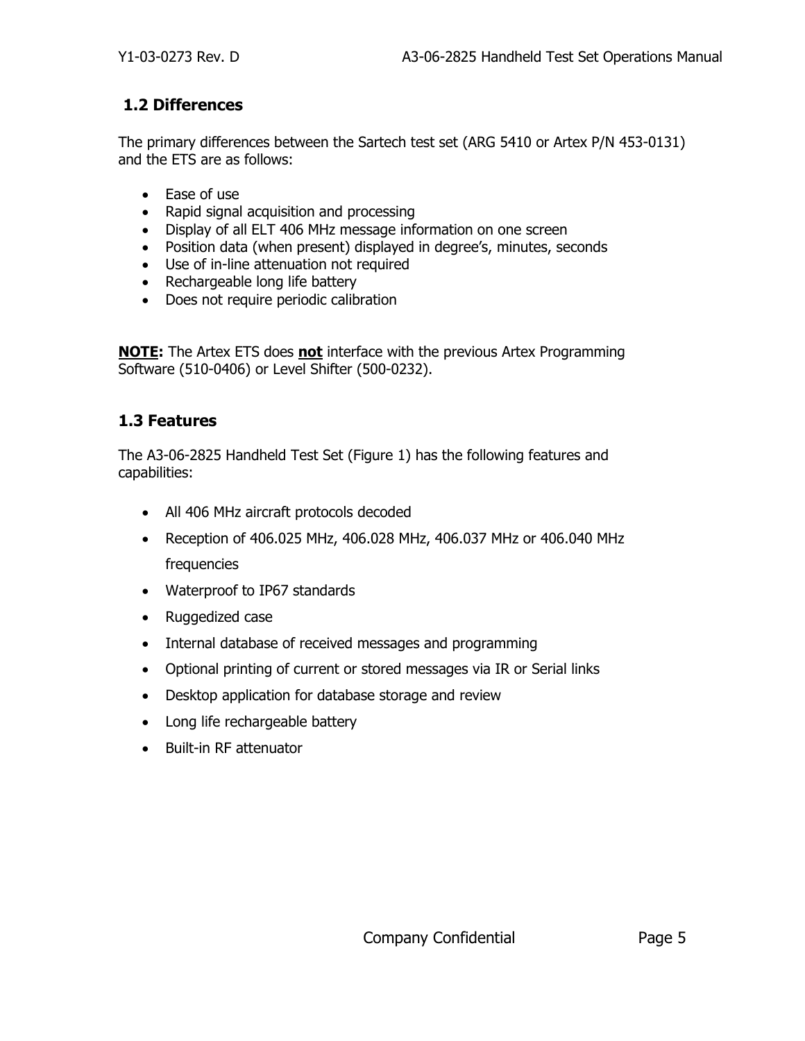## 1.2 Differences

The primary differences between the Sartech test set (ARG 5410 or Artex P/N 453-0131) and the ETS are as follows:

- Ease of use
- Rapid signal acquisition and processing
- Display of all ELT 406 MHz message information on one screen
- Position data (when present) displayed in degree's, minutes, seconds
- Use of in-line attenuation not required
- Rechargeable long life battery
- Does not require periodic calibration

**NOTE:** The Artex ETS does **not** interface with the previous Artex Programming Software (510-0406) or Level Shifter (500-0232).

## 1.3 Features

The A3-06-2825 Handheld Test Set (Figure 1) has the following features and capabilities:

- All 406 MHz aircraft protocols decoded
- Reception of 406.025 MHz, 406.028 MHz, 406.037 MHz or 406.040 MHz frequencies
- Waterproof to IP67 standards
- Ruggedized case
- Internal database of received messages and programming
- Optional printing of current or stored messages via IR or Serial links
- Desktop application for database storage and review
- Long life rechargeable battery
- Built-in RF attenuator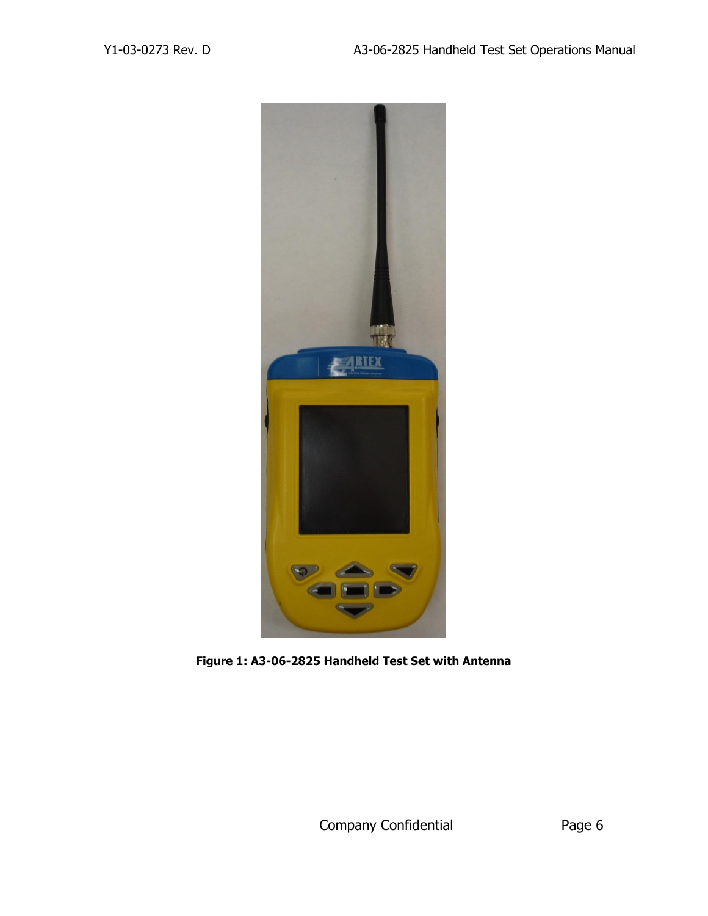**Figure 1: A3-06-2825 Handheld Test Set with Antenna**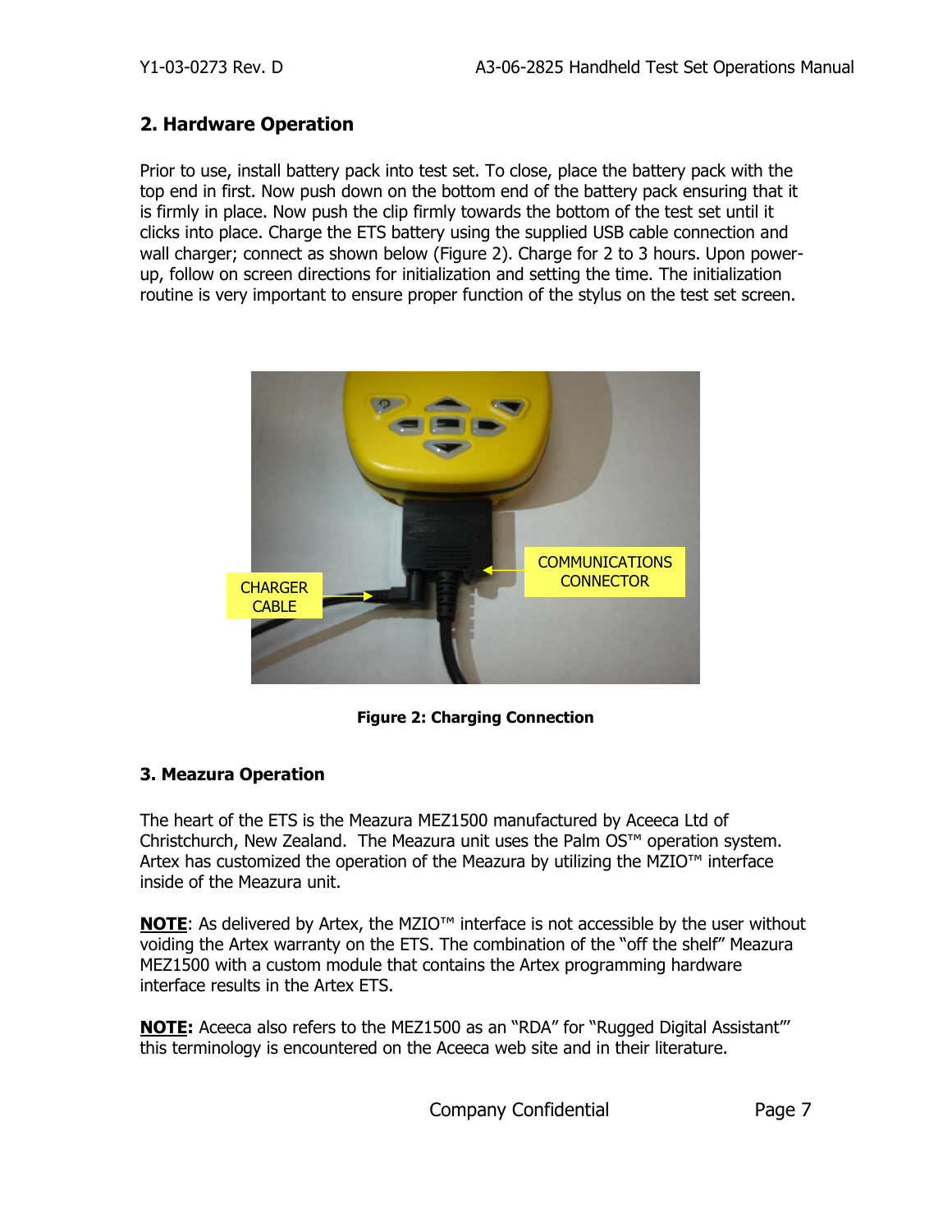## 2. Hardware Operation

Prior to use, install battery pack into test set. To close, place the battery pack with the top end in first. Now push down on the bottom end of the battery pack ensuring that it is firmly in place. Now push the clip firmly towards the bottom of the test set until it clicks into place. Charge the ETS battery using the supplied USB cable connection and wall charger; connect as shown below (Figure 2). Charge for 2 to 3 hours. Upon power-up, follow on screen directions for initialization and setting the time. The initialization routine is very important to ensure proper function of the stylus on the test set screen.

**Figure 2: Charging Connection**

### 3. Meazura Operation

The heart of the ETS is the Meazura MEZ1500 manufactured by Aceeca Ltd of Christchurch, New Zealand. The Meazura unit uses the Palm OS™ operation system. Artex has customized the operation of the Meazura by utilizing the MZIO™ interface inside of the Meazura unit.

**NOTE**: As delivered by Artex, the MZIO™ interface is not accessible by the user without voiding the Artex warranty on the ETS. The combination of the "off the shelf" Meazura MEZ1500 with a custom module that contains the Artex programming hardware interface results in the Artex ETS.

**NOTE:** Aceeca also refers to the MEZ1500 as an "RDA" for "Rugged Digital Assistant"' this terminology is encountered on the Aceeca web site and in their literature.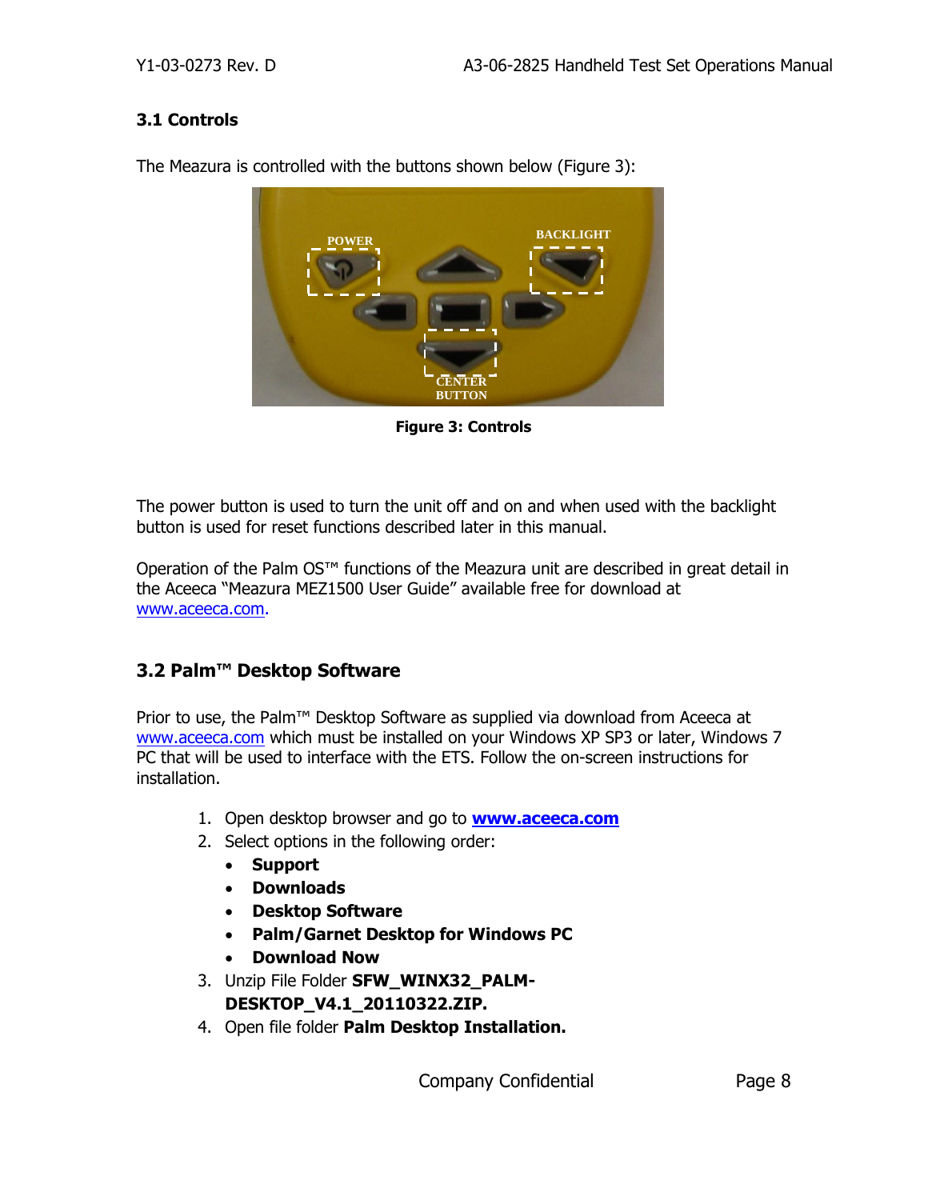### 3.1 Controls

The Meazura is controlled with the buttons shown below (Figure 3):

**Figure 3: Controls**

The power button is used to turn the unit off and on and when used with the backlight button is used for reset functions described later in this manual.

Operation of the Palm OS™ functions of the Meazura unit are described in great detail in the Aceeca "Meazura MEZ1500 User Guide" available free for download at www.aceeca.com.

## 3.2 Palm™ Desktop Software

Prior to use, the Palm™ Desktop Software as supplied via download from Aceeca at www.aceeca.com which must be installed on your Windows XP SP3 or later, Windows 7 PC that will be used to interface with the ETS. Follow the on-screen instructions for installation.

1. Open desktop browser and go to **www.aceeca.com**
2. Select options in the following order:
   - **Support**
   - **Downloads**
   - **Desktop Software**
   - **Palm/Garnet Desktop for Windows PC**
   - **Download Now**
3. Unzip File Folder **SFW_WINX32_PALM-DESKTOP_V4.1_20110322.ZIP.**
4. Open file folder **Palm Desktop Installation.**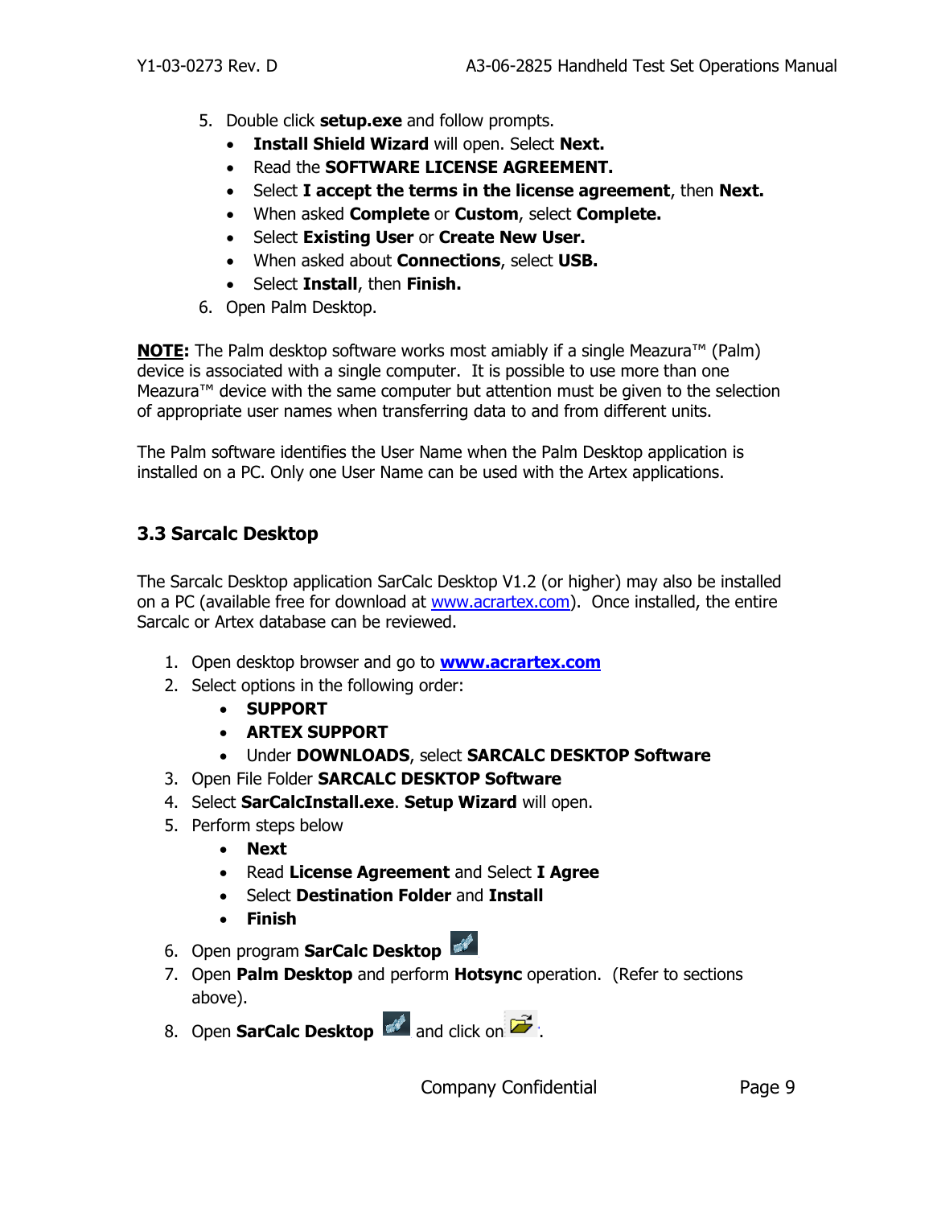5. Double click **setup.exe** and follow prompts.
   - **Install Shield Wizard** will open. Select **Next.**
   - Read the **SOFTWARE LICENSE AGREEMENT.**
   - Select **I accept the terms in the license agreement**, then **Next.**
   - When asked **Complete** or **Custom**, select **Complete.**
   - Select **Existing User** or **Create New User.**
   - When asked about **Connections**, select **USB.**
   - Select **Install**, then **Finish.**
6. Open Palm Desktop.

**<u>NOTE</u>:** The Palm desktop software works most amiably if a single Meazura™ (Palm) device is associated with a single computer. It is possible to use more than one Meazura™ device with the same computer but attention must be given to the selection of appropriate user names when transferring data to and from different units.

The Palm software identifies the User Name when the Palm Desktop application is installed on a PC. Only one User Name can be used with the Artex applications.

### 3.3 Sarcalc Desktop

The Sarcalc Desktop application SarCalc Desktop V1.2 (or higher) may also be installed on a PC (available free for download at [www.acrartex.com](www.acrartex.com)). Once installed, the entire Sarcalc or Artex database can be reviewed.

1. Open desktop browser and go to **[www.acrartex.com](www.acrartex.com)**
2. Select options in the following order:
   - **SUPPORT**
   - **ARTEX SUPPORT**
   - Under **DOWNLOADS**, select **SARCALC DESKTOP Software**
3. Open File Folder **SARCALC DESKTOP Software**
4. Select **SarCalcInstall.exe**. **Setup Wizard** will open.
5. Perform steps below
   - **Next**
   - Read **License Agreement** and Select **I Agree**
   - Select **Destination Folder** and **Install**
   - **Finish**
6. Open program **SarCalc Desktop**
7. Open **Palm Desktop** and perform **Hotsync** operation. (Refer to sections above).
8. Open **SarCalc Desktop** and click on .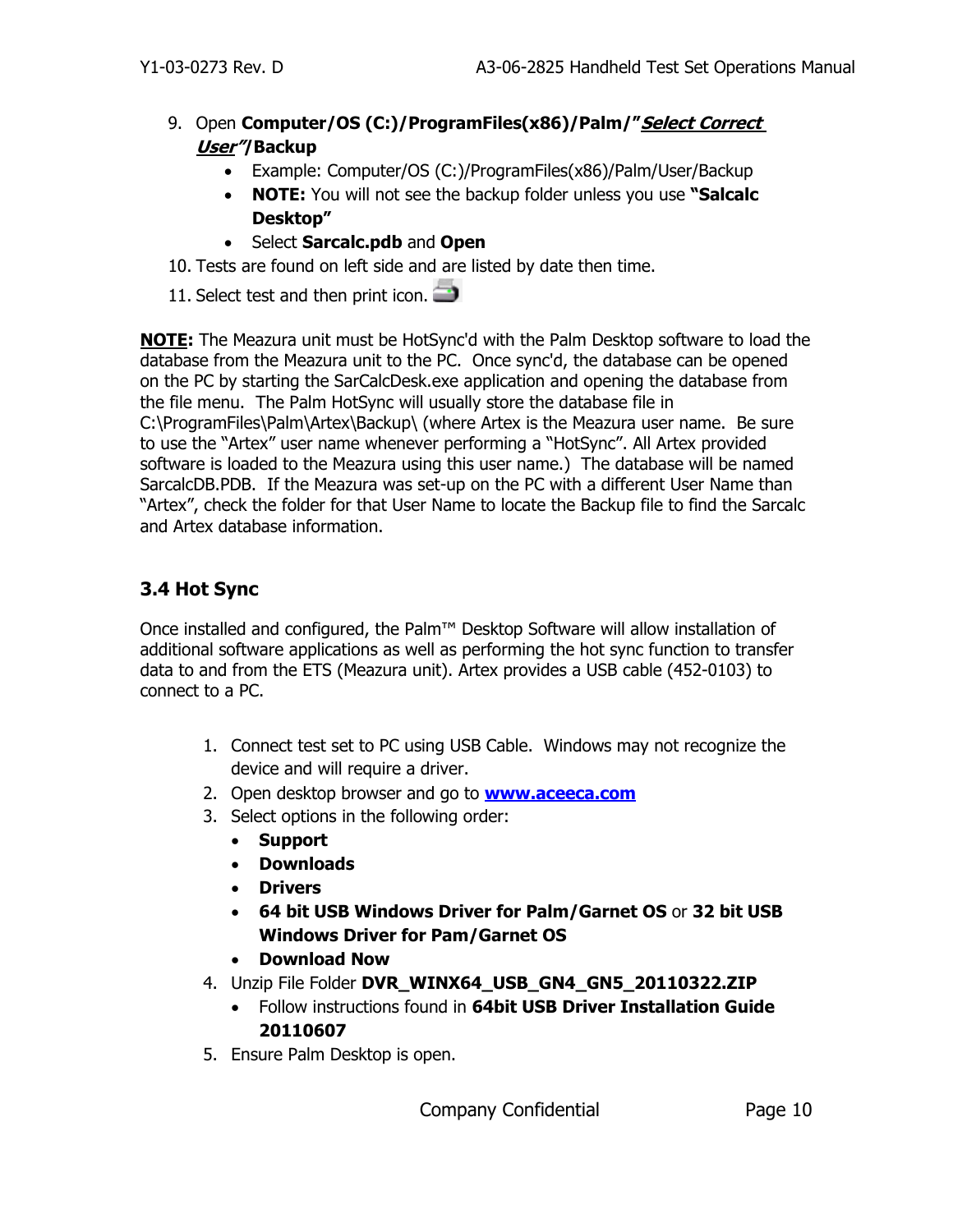9. Open **Computer/OS (C:)/ProgramFiles(x86)/Palm/"*Select Correct User*"/Backup**
   - Example: Computer/OS (C:)/ProgramFiles(x86)/Palm/User/Backup
   - **NOTE:** You will not see the backup folder unless you use **"Salcalc Desktop"**
   - Select **Sarcalc.pdb** and **Open**
10. Tests are found on left side and are listed by date then time.
11. Select test and then print icon.

**NOTE:** The Meazura unit must be HotSync'd with the Palm Desktop software to load the database from the Meazura unit to the PC. Once sync'd, the database can be opened on the PC by starting the SarCalcDesk.exe application and opening the database from the file menu. The Palm HotSync will usually store the database file in C:\ProgramFiles\Palm\Artex\Backup\ (where Artex is the Meazura user name. Be sure to use the "Artex" user name whenever performing a "HotSync". All Artex provided software is loaded to the Meazura using this user name.) The database will be named SarcalcDB.PDB. If the Meazura was set-up on the PC with a different User Name than "Artex", check the folder for that User Name to locate the Backup file to find the Sarcalc and Artex database information.

## 3.4 Hot Sync

Once installed and configured, the Palm™ Desktop Software will allow installation of additional software applications as well as performing the hot sync function to transfer data to and from the ETS (Meazura unit). Artex provides a USB cable (452-0103) to connect to a PC.

1. Connect test set to PC using USB Cable. Windows may not recognize the device and will require a driver.
2. Open desktop browser and go to **www.aceeca.com**
3. Select options in the following order:
   - **Support**
   - **Downloads**
   - **Drivers**
   - **64 bit USB Windows Driver for Palm/Garnet OS** or **32 bit USB Windows Driver for Pam/Garnet OS**
   - **Download Now**
4. Unzip File Folder **DVR_WINX64_USB_GN4_GN5_20110322.ZIP**
   - Follow instructions found in **64bit USB Driver Installation Guide 20110607**
5. Ensure Palm Desktop is open.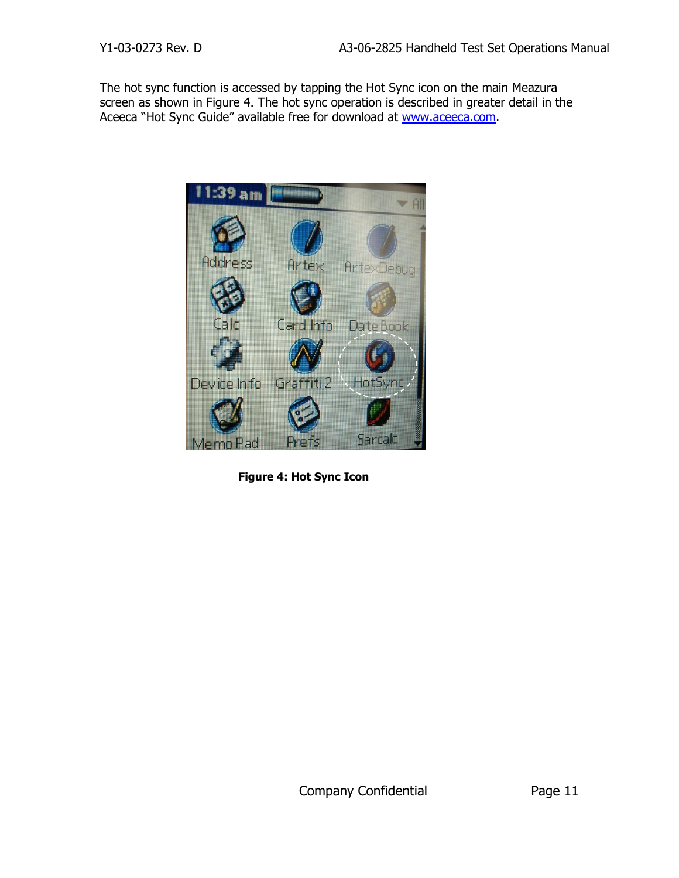The hot sync function is accessed by tapping the Hot Sync icon on the main Meazura screen as shown in Figure 4. The hot sync operation is described in greater detail in the Aceeca "Hot Sync Guide" available free for download at [www.aceeca.com](http://www.aceeca.com).

**Figure 4: Hot Sync Icon**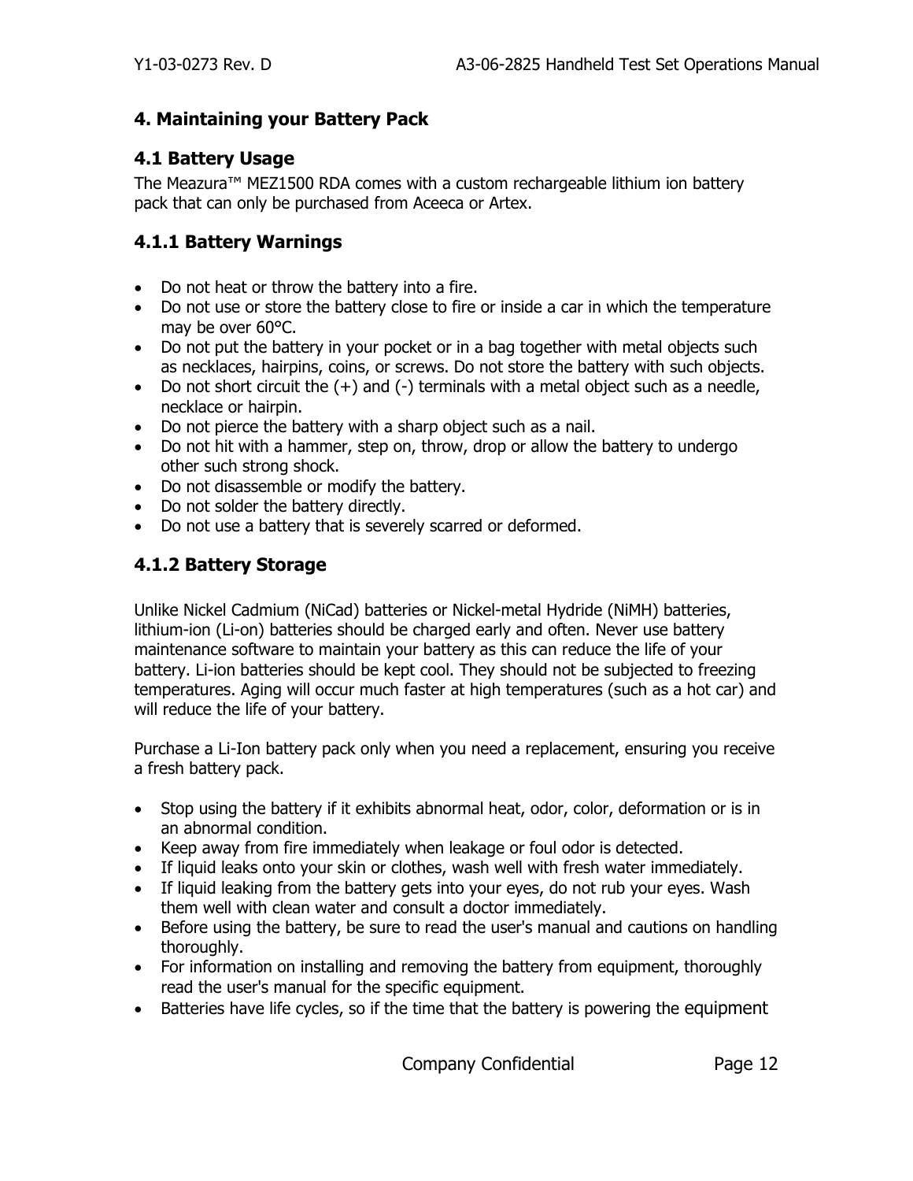# 4. Maintaining your Battery Pack

## 4.1 Battery Usage

The Meazura™ MEZ1500 RDA comes with a custom rechargeable lithium ion battery pack that can only be purchased from Aceeca or Artex.

### 4.1.1 Battery Warnings

- Do not heat or throw the battery into a fire.
- Do not use or store the battery close to fire or inside a car in which the temperature may be over 60°C.
- Do not put the battery in your pocket or in a bag together with metal objects such as necklaces, hairpins, coins, or screws. Do not store the battery with such objects.
- Do not short circuit the (+) and (-) terminals with a metal object such as a needle, necklace or hairpin.
- Do not pierce the battery with a sharp object such as a nail.
- Do not hit with a hammer, step on, throw, drop or allow the battery to undergo other such strong shock.
- Do not disassemble or modify the battery.
- Do not solder the battery directly.
- Do not use a battery that is severely scarred or deformed.

### 4.1.2 Battery Storage

Unlike Nickel Cadmium (NiCad) batteries or Nickel-metal Hydride (NiMH) batteries, lithium-ion (Li-on) batteries should be charged early and often. Never use battery maintenance software to maintain your battery as this can reduce the life of your battery. Li-ion batteries should be kept cool. They should not be subjected to freezing temperatures. Aging will occur much faster at high temperatures (such as a hot car) and will reduce the life of your battery.

Purchase a Li-Ion battery pack only when you need a replacement, ensuring you receive a fresh battery pack.

- Stop using the battery if it exhibits abnormal heat, odor, color, deformation or is in an abnormal condition.
- Keep away from fire immediately when leakage or foul odor is detected.
- If liquid leaks onto your skin or clothes, wash well with fresh water immediately.
- If liquid leaking from the battery gets into your eyes, do not rub your eyes. Wash them well with clean water and consult a doctor immediately.
- Before using the battery, be sure to read the user's manual and cautions on handling thoroughly.
- For information on installing and removing the battery from equipment, thoroughly read the user's manual for the specific equipment.
- Batteries have life cycles, so if the time that the battery is powering the equipment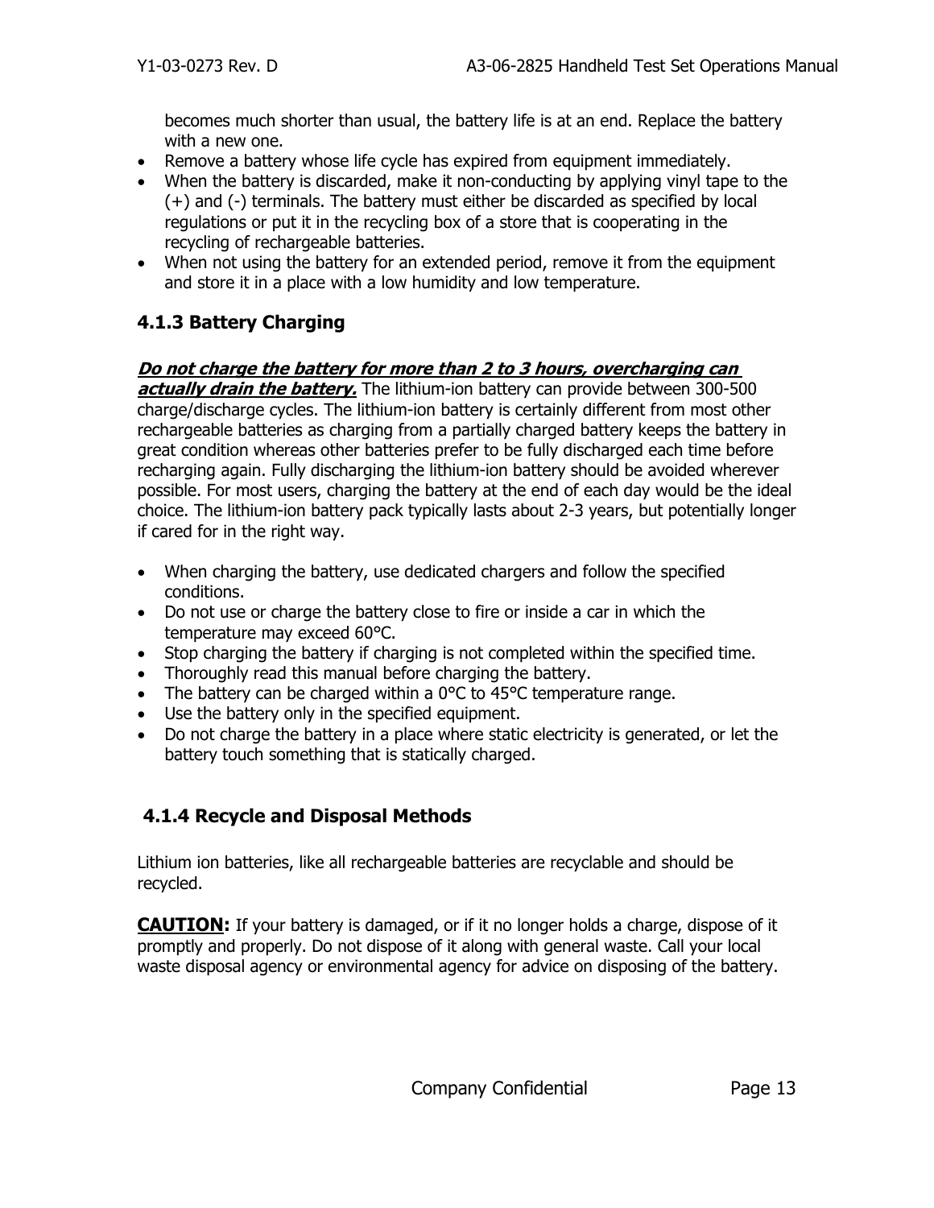becomes much shorter than usual, the battery life is at an end. Replace the battery with a new one.

- Remove a battery whose life cycle has expired from equipment immediately.
- When the battery is discarded, make it non-conducting by applying vinyl tape to the (+) and (-) terminals. The battery must either be discarded as specified by local regulations or put it in the recycling box of a store that is cooperating in the recycling of rechargeable batteries.
- When not using the battery for an extended period, remove it from the equipment and store it in a place with a low humidity and low temperature.

### 4.1.3 Battery Charging

***Do not charge the battery for more than 2 to 3 hours, overcharging can actually drain the battery.*** The lithium-ion battery can provide between 300-500 charge/discharge cycles. The lithium-ion battery is certainly different from most other rechargeable batteries as charging from a partially charged battery keeps the battery in great condition whereas other batteries prefer to be fully discharged each time before recharging again. Fully discharging the lithium-ion battery should be avoided wherever possible. For most users, charging the battery at the end of each day would be the ideal choice. The lithium-ion battery pack typically lasts about 2-3 years, but potentially longer if cared for in the right way.

- When charging the battery, use dedicated chargers and follow the specified conditions.
- Do not use or charge the battery close to fire or inside a car in which the temperature may exceed 60°C.
- Stop charging the battery if charging is not completed within the specified time.
- Thoroughly read this manual before charging the battery.
- The battery can be charged within a 0°C to 45°C temperature range.
- Use the battery only in the specified equipment.
- Do not charge the battery in a place where static electricity is generated, or let the battery touch something that is statically charged.

### 4.1.4 Recycle and Disposal Methods

Lithium ion batteries, like all rechargeable batteries are recyclable and should be recycled.

**CAUTION:** If your battery is damaged, or if it no longer holds a charge, dispose of it promptly and properly. Do not dispose of it along with general waste. Call your local waste disposal agency or environmental agency for advice on disposing of the battery.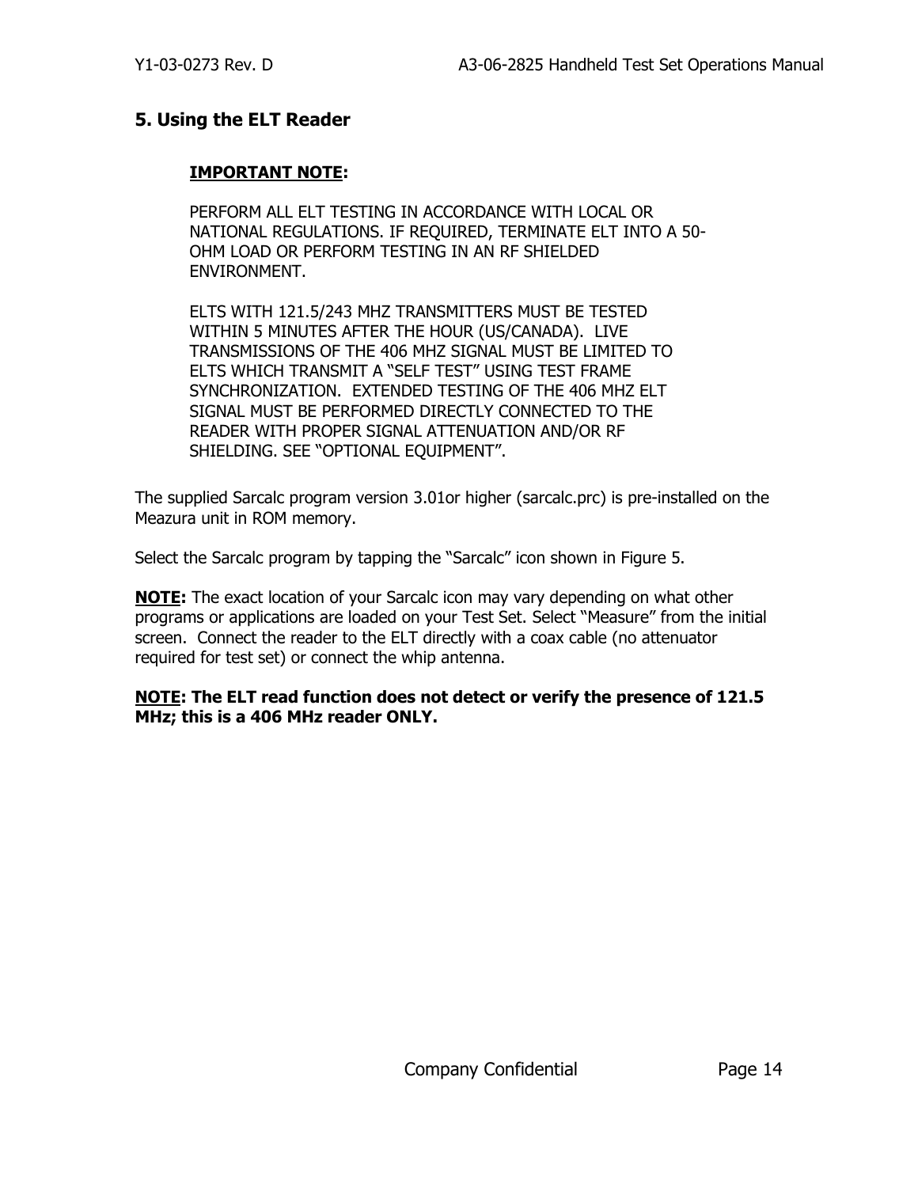## 5. Using the ELT Reader

**IMPORTANT NOTE:**

PERFORM ALL ELT TESTING IN ACCORDANCE WITH LOCAL OR NATIONAL REGULATIONS. IF REQUIRED, TERMINATE ELT INTO A 50-OHM LOAD OR PERFORM TESTING IN AN RF SHIELDED ENVIRONMENT.

ELTS WITH 121.5/243 MHZ TRANSMITTERS MUST BE TESTED WITHIN 5 MINUTES AFTER THE HOUR (US/CANADA). LIVE TRANSMISSIONS OF THE 406 MHZ SIGNAL MUST BE LIMITED TO ELTS WHICH TRANSMIT A "SELF TEST" USING TEST FRAME SYNCHRONIZATION. EXTENDED TESTING OF THE 406 MHZ ELT SIGNAL MUST BE PERFORMED DIRECTLY CONNECTED TO THE READER WITH PROPER SIGNAL ATTENUATION AND/OR RF SHIELDING. SEE "OPTIONAL EQUIPMENT".

The supplied Sarcalc program version 3.01or higher (sarcalc.prc) is pre-installed on the Meazura unit in ROM memory.

Select the Sarcalc program by tapping the "Sarcalc" icon shown in Figure 5.

**NOTE:** The exact location of your Sarcalc icon may vary depending on what other programs or applications are loaded on your Test Set. Select "Measure" from the initial screen. Connect the reader to the ELT directly with a coax cable (no attenuator required for test set) or connect the whip antenna.

**NOTE: The ELT read function does not detect or verify the presence of 121.5 MHz; this is a 406 MHz reader ONLY.**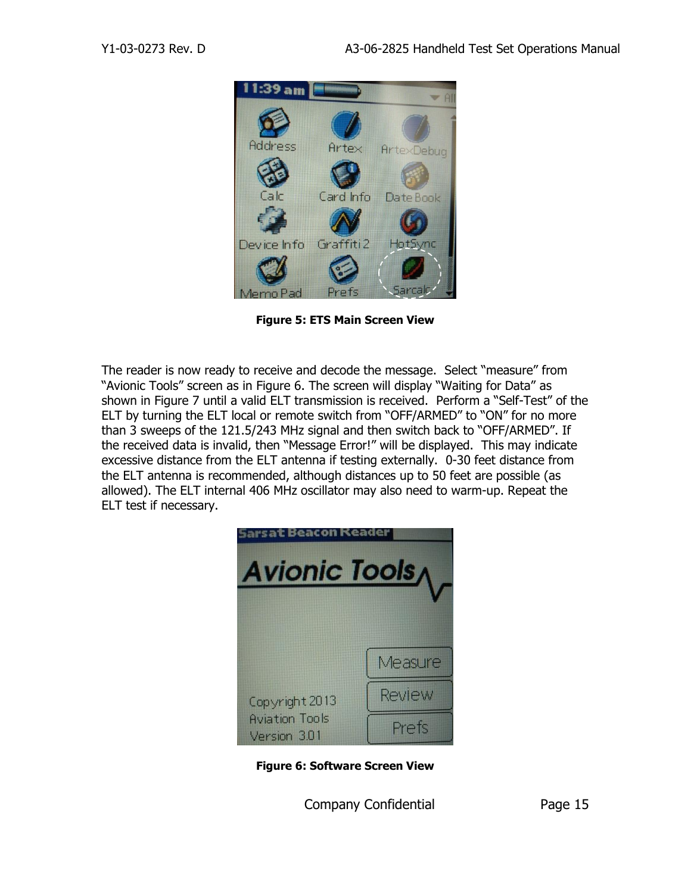Figure 5: ETS Main Screen View

The reader is now ready to receive and decode the message. Select “measure” from “Avionic Tools” screen as in Figure 6. The screen will display “Waiting for Data” as shown in Figure 7 until a valid ELT transmission is received. Perform a “Self-Test” of the ELT by turning the ELT local or remote switch from “OFF/ARMED” to “ON” for no more than 3 sweeps of the 121.5/243 MHz signal and then switch back to “OFF/ARMED”. If the received data is invalid, then “Message Error!” will be displayed. This may indicate excessive distance from the ELT antenna if testing externally. 0-30 feet distance from the ELT antenna is recommended, although distances up to 50 feet are possible (as allowed). The ELT internal 406 MHz oscillator may also need to warm-up. Repeat the ELT test if necessary.

Figure 6: Software Screen View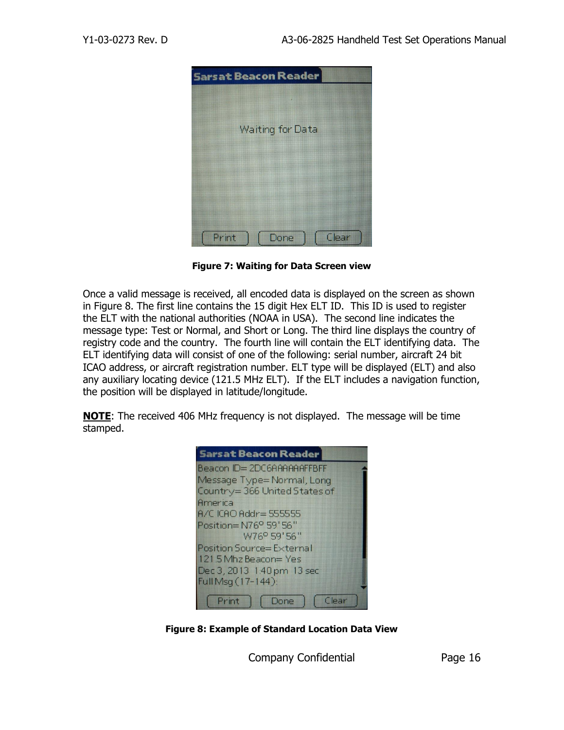Figure 7: Waiting for Data Screen view

Once a valid message is received, all encoded data is displayed on the screen as shown in Figure 8. The first line contains the 15 digit Hex ELT ID.  This ID is used to register the ELT with the national authorities (NOAA in USA).  The second line indicates the message type: Test or Normal, and Short or Long. The third line displays the country of registry code and the country.  The fourth line will contain the ELT identifying data.  The ELT identifying data will consist of one of the following: serial number, aircraft 24 bit ICAO address, or aircraft registration number. ELT type will be displayed (ELT) and also any auxiliary locating device (121.5 MHz ELT).  If the ELT includes a navigation function, the position will be displayed in latitude/longitude.

**NOTE**: The received 406 MHz frequency is not displayed.  The message will be time stamped.

Figure 8: Example of Standard Location Data View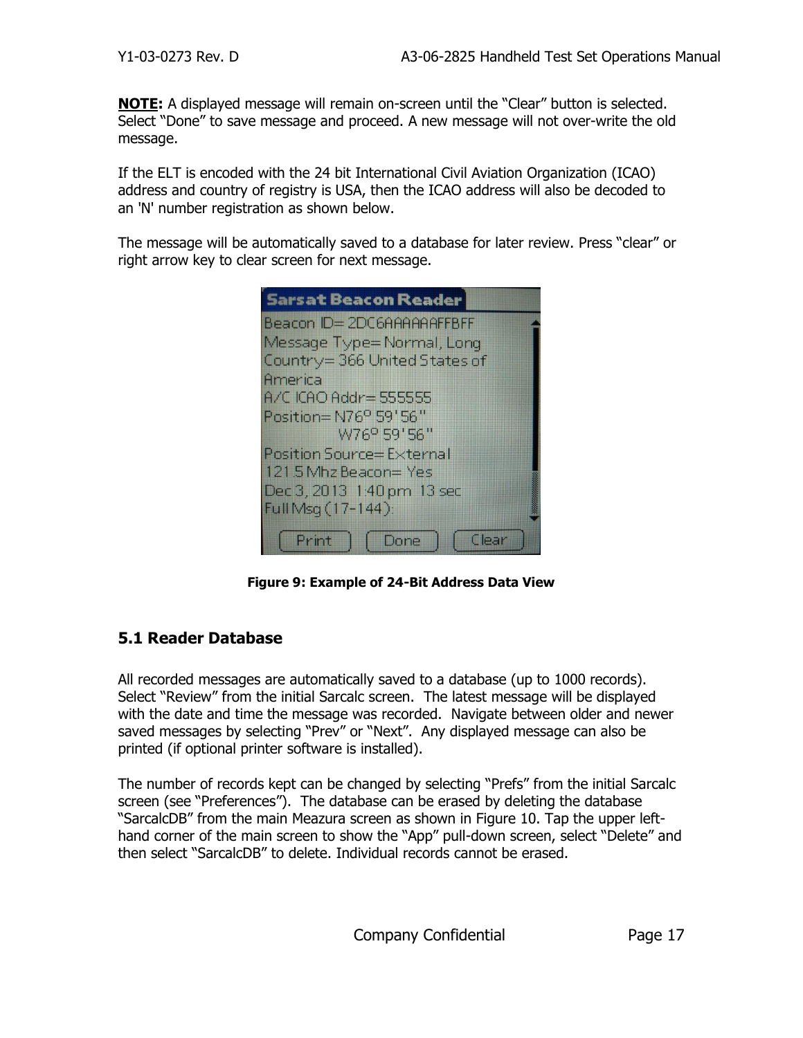**NOTE:** A displayed message will remain on-screen until the "Clear" button is selected. Select "Done" to save message and proceed. A new message will not over-write the old message.

If the ELT is encoded with the 24 bit International Civil Aviation Organization (ICAO) address and country of registry is USA, then the ICAO address will also be decoded to an 'N' number registration as shown below.

The message will be automatically saved to a database for later review. Press "clear" or right arrow key to clear screen for next message.

**Figure 9: Example of 24-Bit Address Data View**

## 5.1 Reader Database

All recorded messages are automatically saved to a database (up to 1000 records). Select "Review" from the initial Sarcalc screen. The latest message will be displayed with the date and time the message was recorded. Navigate between older and newer saved messages by selecting "Prev" or "Next". Any displayed message can also be printed (if optional printer software is installed).

The number of records kept can be changed by selecting "Prefs" from the initial Sarcalc screen (see "Preferences"). The database can be erased by deleting the database "SarcalcDB" from the main Meazura screen as shown in Figure 10. Tap the upper left-hand corner of the main screen to show the "App" pull-down screen, select "Delete" and then select "SarcalcDB" to delete. Individual records cannot be erased.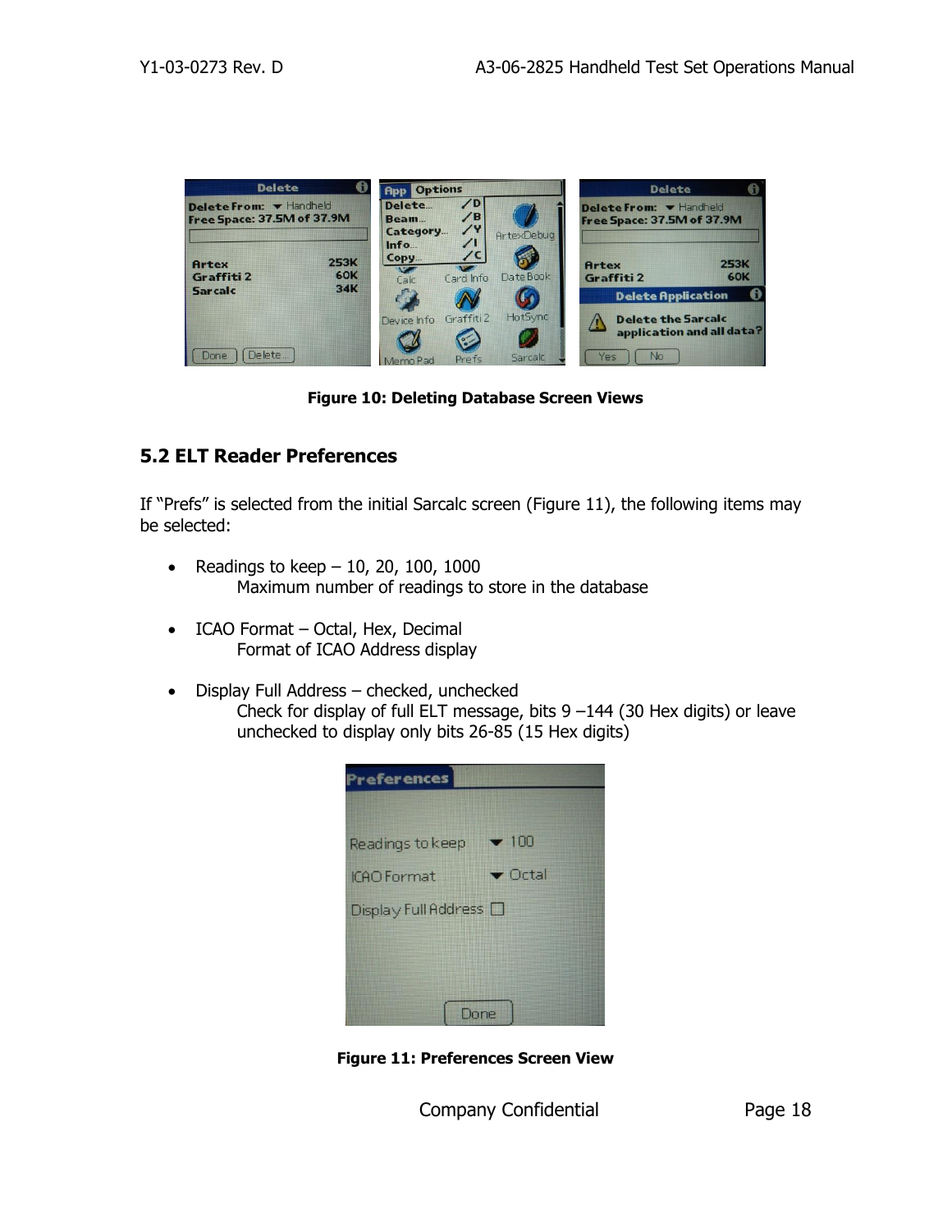**Figure 10: Deleting Database Screen Views**

## 5.2 ELT Reader Preferences

If "Prefs" is selected from the initial Sarcalc screen (Figure 11), the following items may be selected:

- Readings to keep – 10, 20, 100, 1000
  Maximum number of readings to store in the database

- ICAO Format – Octal, Hex, Decimal
  Format of ICAO Address display

- Display Full Address – checked, unchecked
  Check for display of full ELT message, bits 9 –144 (30 Hex digits) or leave unchecked to display only bits 26-85 (15 Hex digits)

**Figure 11: Preferences Screen View**

Company Confidential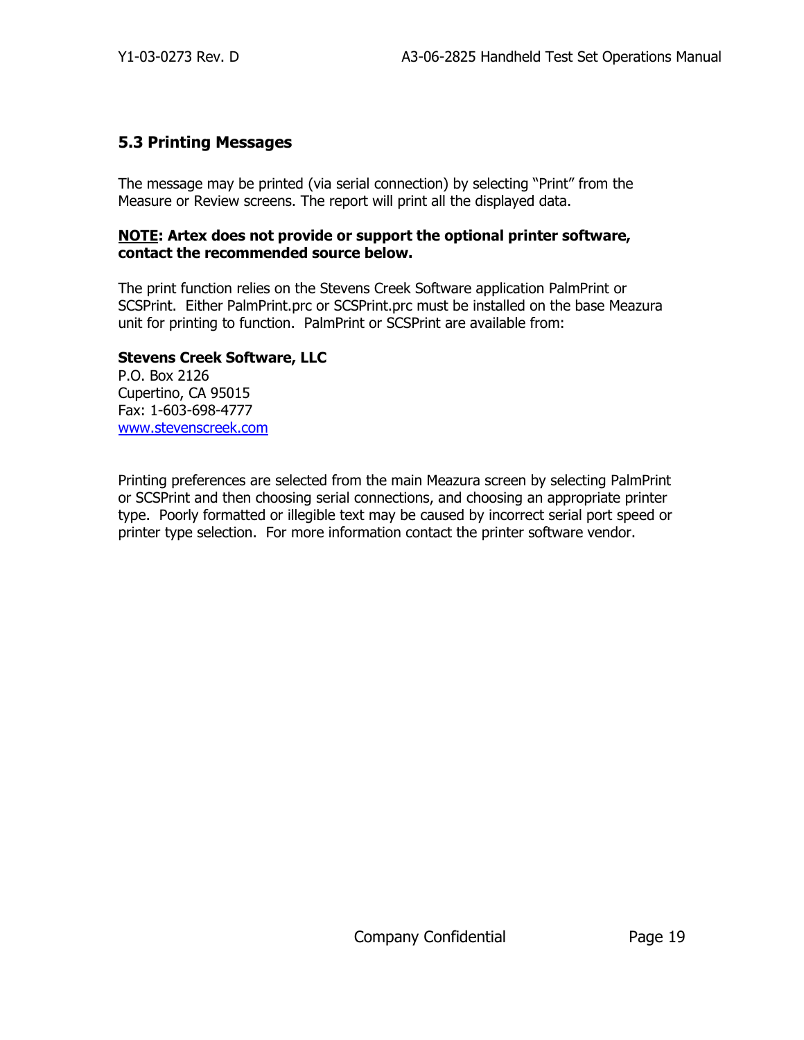## 5.3 Printing Messages

The message may be printed (via serial connection) by selecting “Print” from the Measure or Review screens. The report will print all the displayed data.

**<u>NOTE</u>: Artex does not provide or support the optional printer software, contact the recommended source below.**

The print function relies on the Stevens Creek Software application PalmPrint or SCSPrint.  Either PalmPrint.prc or SCSPrint.prc must be installed on the base Meazura unit for printing to function.  PalmPrint or SCSPrint are available from:

**Stevens Creek Software, LLC**
P.O. Box 2126
Cupertino, CA 95015
Fax: 1-603-698-4777
[www.stevenscreek.com](http://www.stevenscreek.com)

Printing preferences are selected from the main Meazura screen by selecting PalmPrint or SCSPrint and then choosing serial connections, and choosing an appropriate printer type.  Poorly formatted or illegible text may be caused by incorrect serial port speed or printer type selection.  For more information contact the printer software vendor.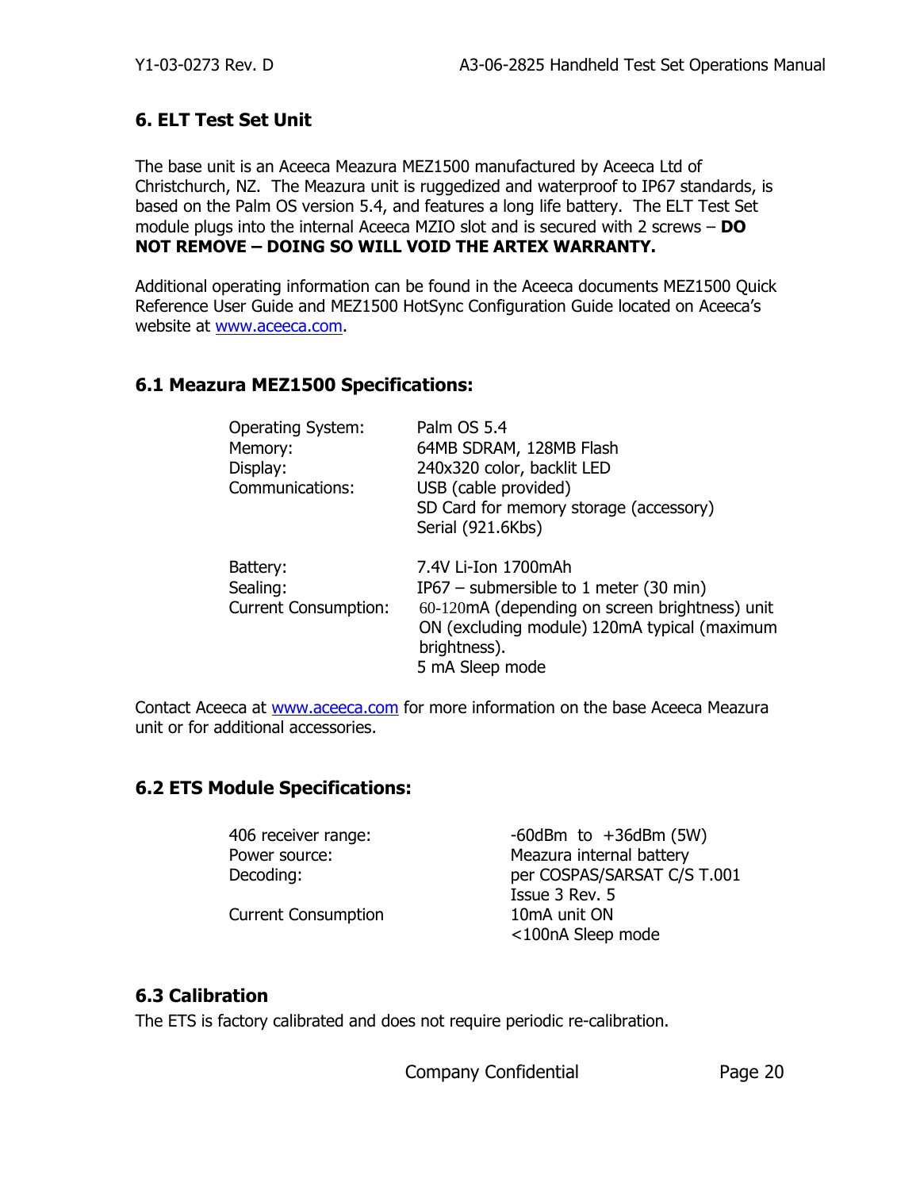## 6. ELT Test Set Unit

The base unit is an Aceeca Meazura MEZ1500 manufactured by Aceeca Ltd of Christchurch, NZ. The Meazura unit is ruggedized and waterproof to IP67 standards, is based on the Palm OS version 5.4, and features a long life battery. The ELT Test Set module plugs into the internal Aceeca MZIO slot and is secured with 2 screws – **DO NOT REMOVE – DOING SO WILL VOID THE ARTEX WARRANTY.**

Additional operating information can be found in the Aceeca documents MEZ1500 Quick Reference User Guide and MEZ1500 HotSync Configuration Guide located on Aceeca's website at www.aceeca.com.

### 6.1 Meazura MEZ1500 Specifications:

| | |
|---|---|
| Operating System: | Palm OS 5.4 |
| Memory: | 64MB SDRAM, 128MB Flash |
| Display: | 240x320 color, backlit LED |
| Communications: | USB (cable provided)<br>SD Card for memory storage (accessory)<br>Serial (921.6Kbs) |
| Battery: | 7.4V Li-Ion 1700mAh |
| Sealing: | IP67 – submersible to 1 meter (30 min) |
| Current Consumption: | 60-120mA (depending on screen brightness) unit ON (excluding module) 120mA typical (maximum brightness).<br>5 mA Sleep mode |

Contact Aceeca at www.aceeca.com for more information on the base Aceeca Meazura unit or for additional accessories.

### 6.2 ETS Module Specifications:

| | |
|---|---|
| 406 receiver range: | -60dBm to +36dBm (5W) |
| Power source: | Meazura internal battery |
| Decoding: | per COSPAS/SARSAT C/S T.001 Issue 3 Rev. 5 |
| Current Consumption | 10mA unit ON<br><100nA Sleep mode |

### 6.3 Calibration

The ETS is factory calibrated and does not require periodic re-calibration.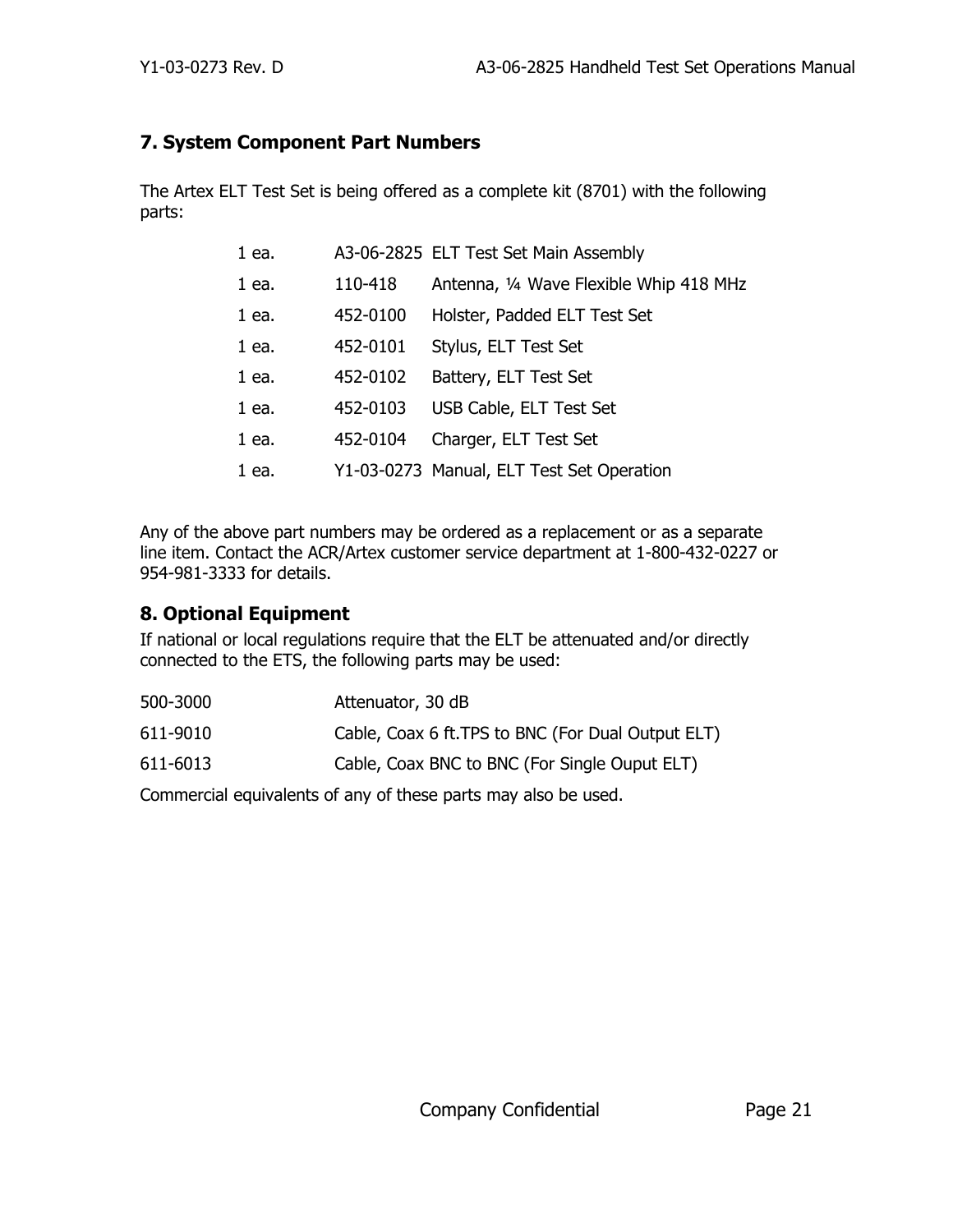## 7. System Component Part Numbers

The Artex ELT Test Set is being offered as a complete kit (8701) with the following parts:

| | | |
|---|---|---|
| 1 ea. | A3-06-2825 | ELT Test Set Main Assembly |
| 1 ea. | 110-418 | Antenna, ¼ Wave Flexible Whip 418 MHz |
| 1 ea. | 452-0100 | Holster, Padded ELT Test Set |
| 1 ea. | 452-0101 | Stylus, ELT Test Set |
| 1 ea. | 452-0102 | Battery, ELT Test Set |
| 1 ea. | 452-0103 | USB Cable, ELT Test Set |
| 1 ea. | 452-0104 | Charger, ELT Test Set |
| 1 ea. | Y1-03-0273 | Manual, ELT Test Set Operation |

Any of the above part numbers may be ordered as a replacement or as a separate line item. Contact the ACR/Artex customer service department at 1-800-432-0227 or 954-981-3333 for details.

## 8. Optional Equipment

If national or local regulations require that the ELT be attenuated and/or directly connected to the ETS, the following parts may be used:

| | |
|---|---|
| 500-3000 | Attenuator, 30 dB |
| 611-9010 | Cable, Coax 6 ft.TPS to BNC (For Dual Output ELT) |
| 611-6013 | Cable, Coax BNC to BNC (For Single Ouput ELT) |

Commercial equivalents of any of these parts may also be used.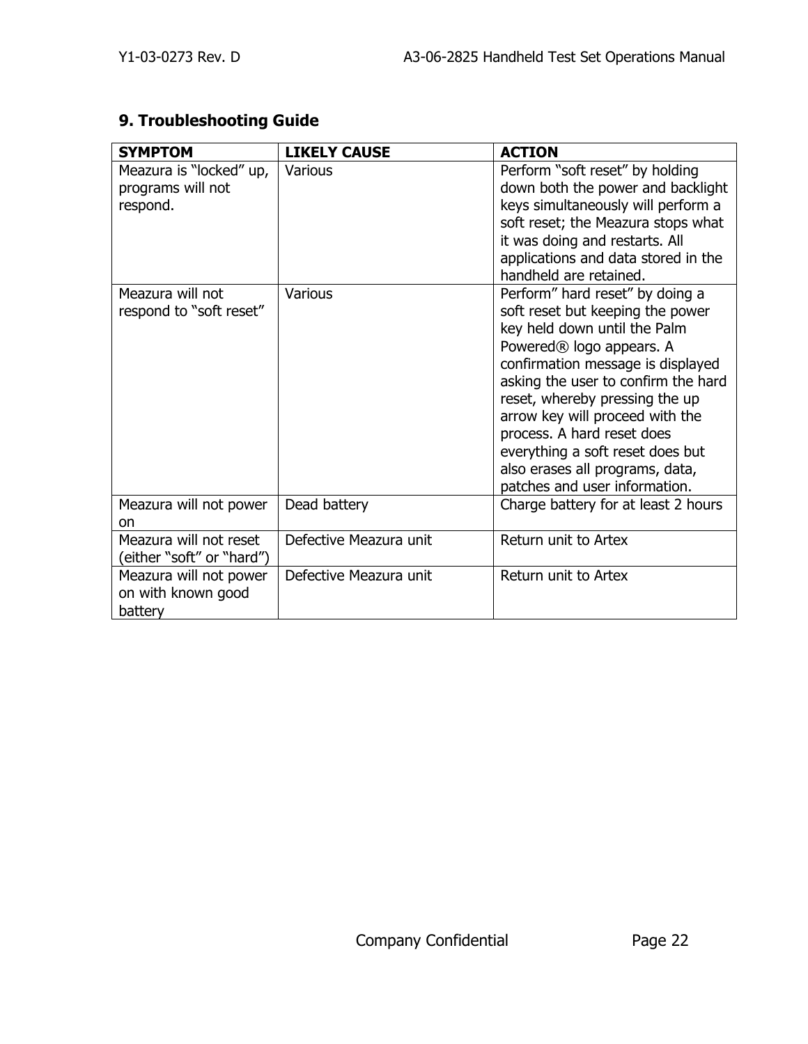## 9. Troubleshooting Guide

| SYMPTOM | LIKELY CAUSE | ACTION |
| --- | --- | --- |
| Meazura is "locked" up, programs will not respond. | Various | Perform "soft reset" by holding down both the power and backlight keys simultaneously will perform a soft reset; the Meazura stops what it was doing and restarts. All applications and data stored in the handheld are retained. |
| Meazura will not respond to "soft reset" | Various | Perform" hard reset" by doing a soft reset but keeping the power key held down until the Palm Powered® logo appears. A confirmation message is displayed asking the user to confirm the hard reset, whereby pressing the up arrow key will proceed with the process. A hard reset does everything a soft reset does but also erases all programs, data, patches and user information. |
| Meazura will not power on | Dead battery | Charge battery for at least 2 hours |
| Meazura will not reset (either "soft" or "hard") | Defective Meazura unit | Return unit to Artex |
| Meazura will not power on with known good battery | Defective Meazura unit | Return unit to Artex |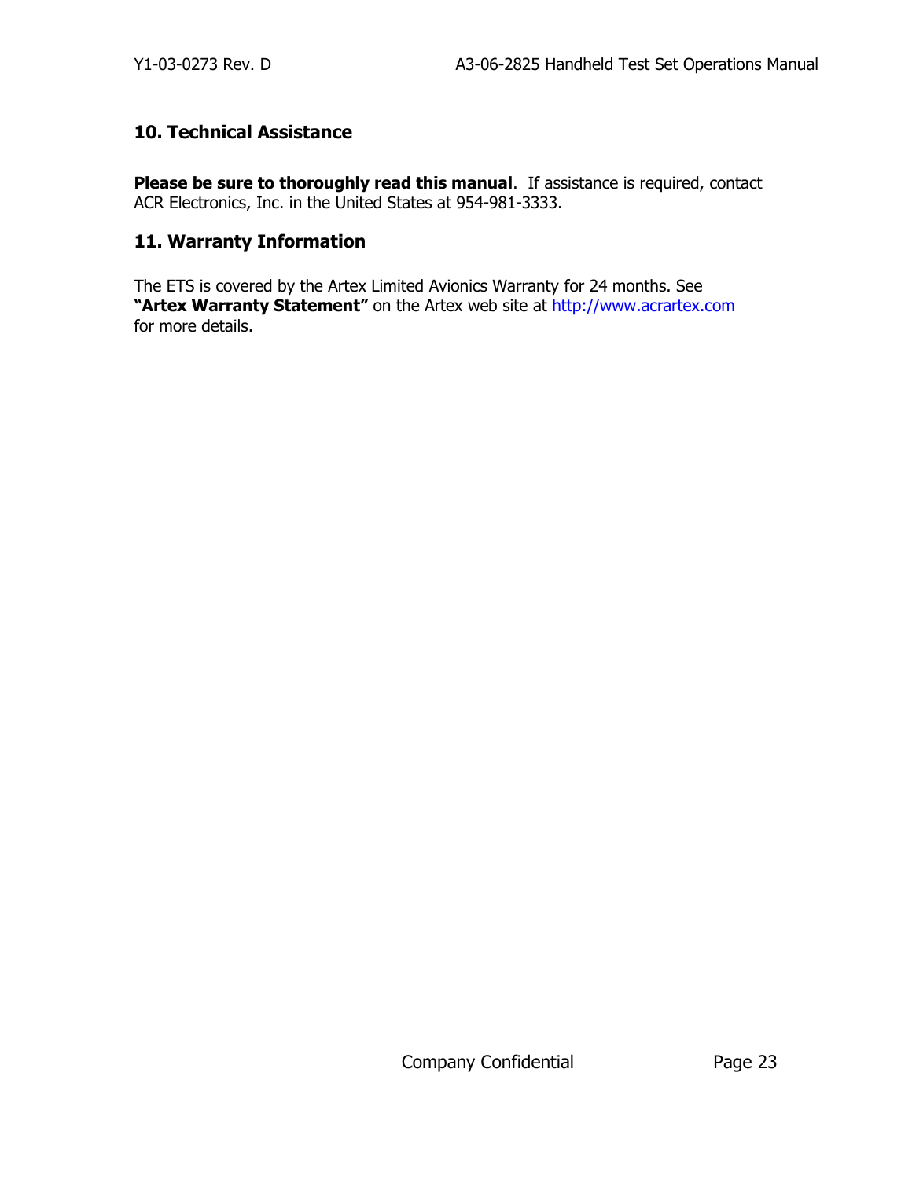## 10. Technical Assistance

**Please be sure to thoroughly read this manual**. If assistance is required, contact ACR Electronics, Inc. in the United States at 954-981-3333.

## 11. Warranty Information

The ETS is covered by the Artex Limited Avionics Warranty for 24 months. See **"Artex Warranty Statement"** on the Artex web site at [http://www.acrartex.com](http://www.acrartex.com) for more details.